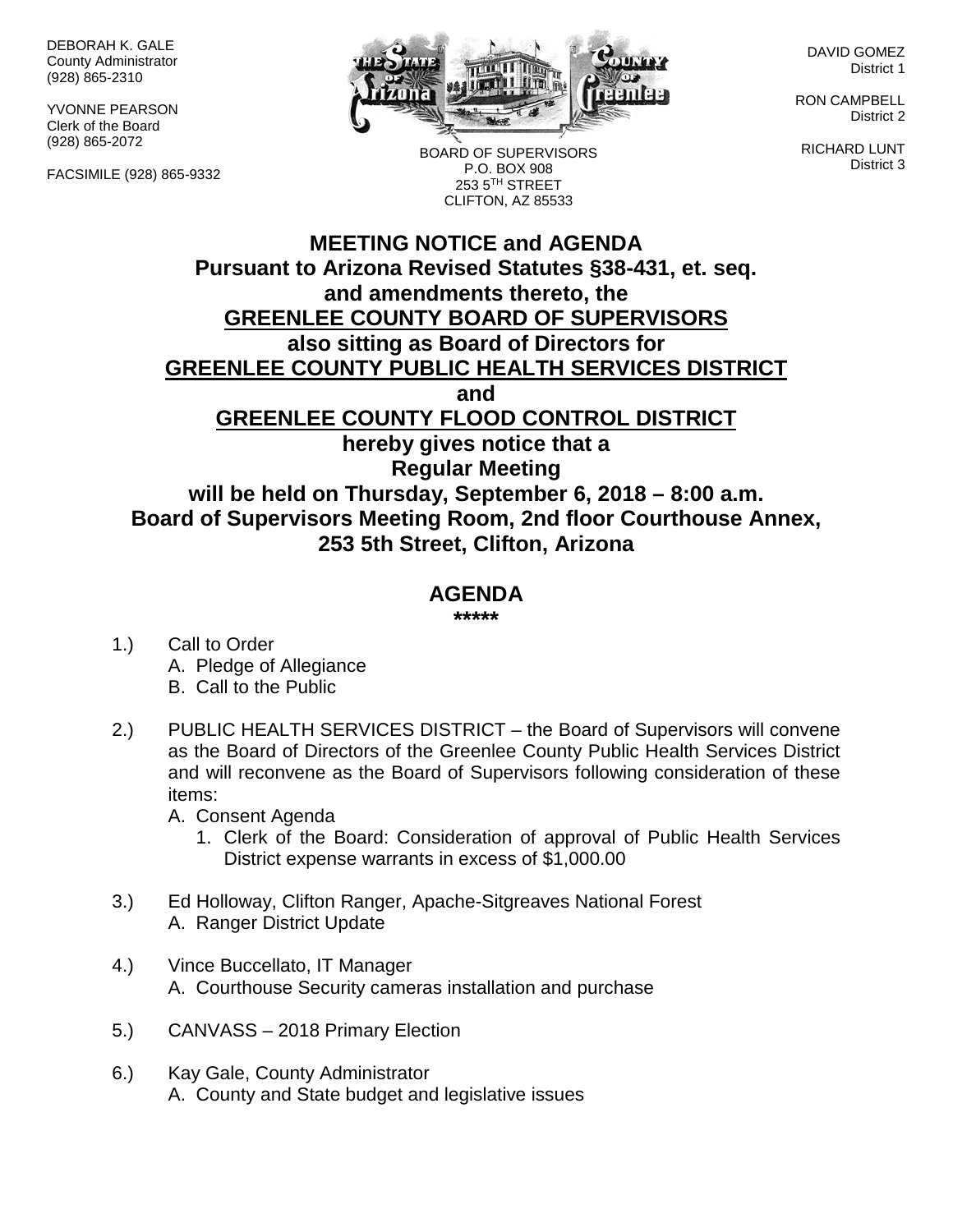DEBORAH K. GALE
County Administrator
(928) 865-2310

YVONNE PEARSON
Clerk of the Board
(928) 865-2072

FACSIMILE (928) 865-9332

BOARD OF SUPERVISORS
P.O. BOX 908
253 5TH STREET
CLIFTON, AZ 85533

DAVID GOMEZ
District 1

RON CAMPBELL
District 2

RICHARD LUNT
District 3

**MEETING NOTICE and AGENDA**
**Pursuant to Arizona Revised Statutes §38-431, et. seq.**
**and amendments thereto, the**
**GREENLEE COUNTY BOARD OF SUPERVISORS**
**also sitting as Board of Directors for**
**GREENLEE COUNTY PUBLIC HEALTH SERVICES DISTRICT**
**and**
**GREENLEE COUNTY FLOOD CONTROL DISTRICT**
**hereby gives notice that a**
**Regular Meeting**
**will be held on Thursday, September 6, 2018 – 8:00 a.m.**
**Board of Supervisors Meeting Room, 2nd floor Courthouse Annex,**
**253 5th Street, Clifton, Arizona**

## AGENDA

*****

1.) Call to Order
   A. Pledge of Allegiance
   B. Call to the Public

2.) PUBLIC HEALTH SERVICES DISTRICT – the Board of Supervisors will convene as the Board of Directors of the Greenlee County Public Health Services District and will reconvene as the Board of Supervisors following consideration of these items:
   A. Consent Agenda
      1. Clerk of the Board: Consideration of approval of Public Health Services District expense warrants in excess of $1,000.00

3.) Ed Holloway, Clifton Ranger, Apache-Sitgreaves National Forest
   A. Ranger District Update

4.) Vince Buccellato, IT Manager
   A. Courthouse Security cameras installation and purchase

5.) CANVASS – 2018 Primary Election

6.) Kay Gale, County Administrator
   A. County and State budget and legislative issues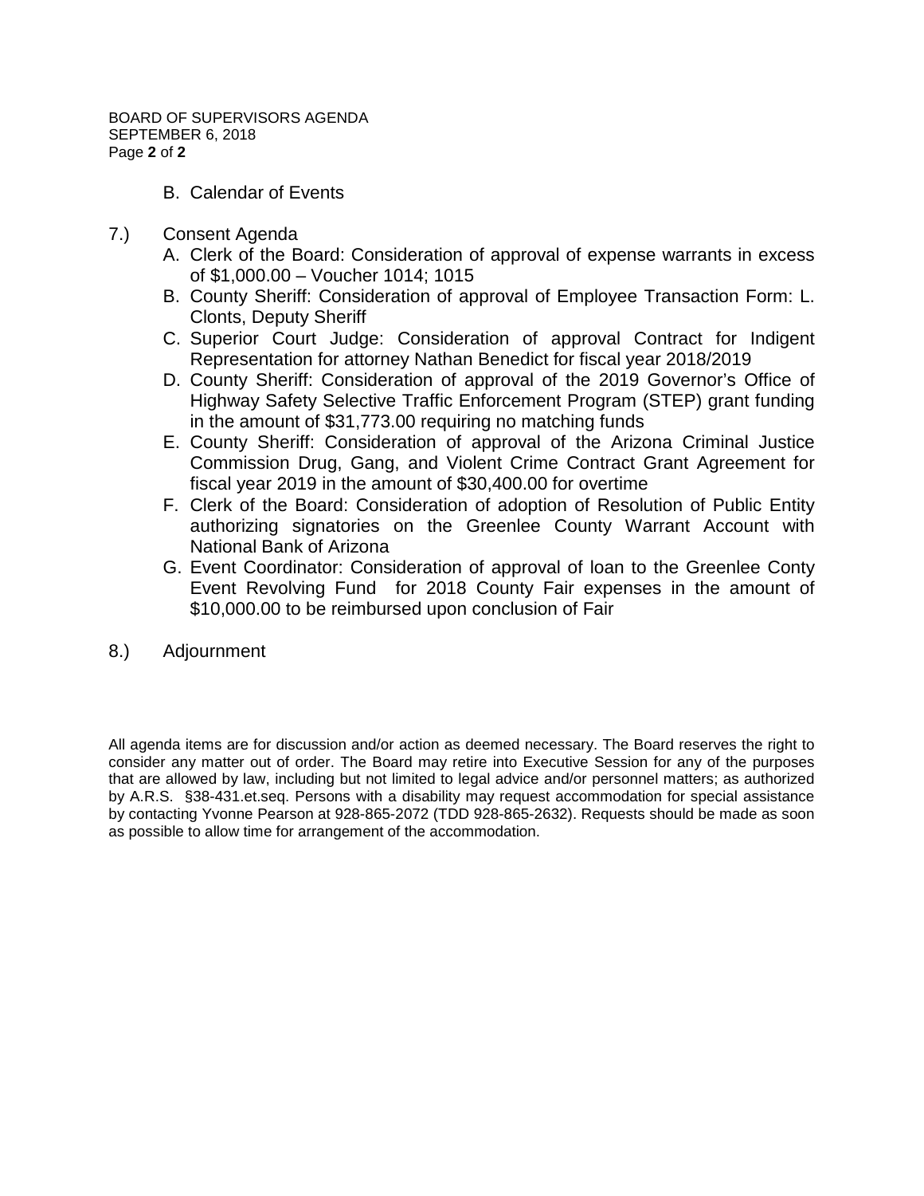B. Calendar of Events

7.) Consent Agenda

A. Clerk of the Board: Consideration of approval of expense warrants in excess of $1,000.00 – Voucher 1014; 1015
B. County Sheriff: Consideration of approval of Employee Transaction Form: L. Clonts, Deputy Sheriff
C. Superior Court Judge: Consideration of approval Contract for Indigent Representation for attorney Nathan Benedict for fiscal year 2018/2019
D. County Sheriff: Consideration of approval of the 2019 Governor's Office of Highway Safety Selective Traffic Enforcement Program (STEP) grant funding in the amount of $31,773.00 requiring no matching funds
E. County Sheriff: Consideration of approval of the Arizona Criminal Justice Commission Drug, Gang, and Violent Crime Contract Grant Agreement for fiscal year 2019 in the amount of $30,400.00 for overtime
F. Clerk of the Board: Consideration of adoption of Resolution of Public Entity authorizing signatories on the Greenlee County Warrant Account with National Bank of Arizona
G. Event Coordinator: Consideration of approval of loan to the Greenlee Conty Event Revolving Fund for 2018 County Fair expenses in the amount of $10,000.00 to be reimbursed upon conclusion of Fair

8.) Adjournment

All agenda items are for discussion and/or action as deemed necessary. The Board reserves the right to consider any matter out of order. The Board may retire into Executive Session for any of the purposes that are allowed by law, including but not limited to legal advice and/or personnel matters; as authorized by A.R.S. §38-431.et.seq. Persons with a disability may request accommodation for special assistance by contacting Yvonne Pearson at 928-865-2072 (TDD 928-865-2632). Requests should be made as soon as possible to allow time for arrangement of the accommodation.